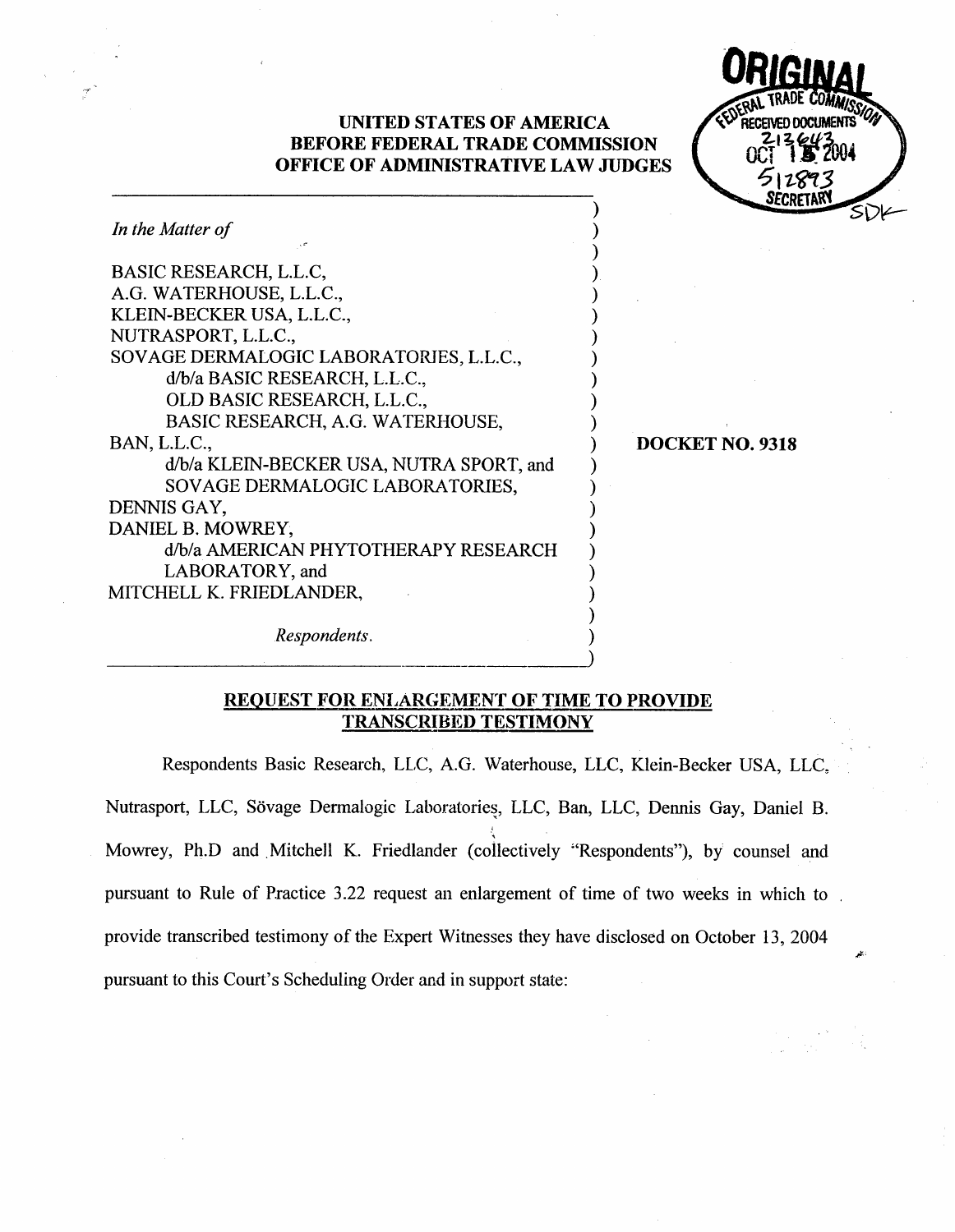ORIGINAL

FEDERAL TRADE COMMISSION
RECEIVED DOCUMENTS
213643
OCT 15 2004
512893
SECRETARY

**UNITED STATES OF AMERICA**
**BEFORE FEDERAL TRADE COMMISSION**
**OFFICE OF ADMINISTRATIVE LAW JUDGES**

| | |
|---|---|
| *In the Matter of* | |
| BASIC RESEARCH, L.L.C, | |
| A.G. WATERHOUSE, L.L.C., | |
| KLEIN-BECKER USA, L.L.C., | |
| NUTRASPORT, L.L.C., | |
| SOVAGE DERMALOGIC LABORATORIES, L.L.C., | |
| d/b/a BASIC RESEARCH, L.L.C., | |
| OLD BASIC RESEARCH, L.L.C., | |
| BASIC RESEARCH, A.G. WATERHOUSE, | |
| BAN, L.L.C., | **DOCKET NO. 9318** |
| d/b/a KLEIN-BECKER USA, NUTRA SPORT, and | |
| SOVAGE DERMALOGIC LABORATORIES, | |
| DENNIS GAY, | |
| DANIEL B. MOWREY, | |
| d/b/a AMERICAN PHYTOTHERAPY RESEARCH | |
| LABORATORY, and | |
| MITCHELL K. FRIEDLANDER, | |
| *Respondents.* | |

## REQUEST FOR ENLARGEMENT OF TIME TO PROVIDE TRANSCRIBED TESTIMONY

Respondents Basic Research, LLC, A.G. Waterhouse, LLC, Klein-Becker USA, LLC, Nutrasport, LLC, Sövage Dermalogic Laboratories, LLC, Ban, LLC, Dennis Gay, Daniel B. Mowrey, Ph.D and Mitchell K. Friedlander (collectively "Respondents"), by counsel and pursuant to Rule of Practice 3.22 request an enlargement of time of two weeks in which to provide transcribed testimony of the Expert Witnesses they have disclosed on October 13, 2004 pursuant to this Court's Scheduling Order and in support state: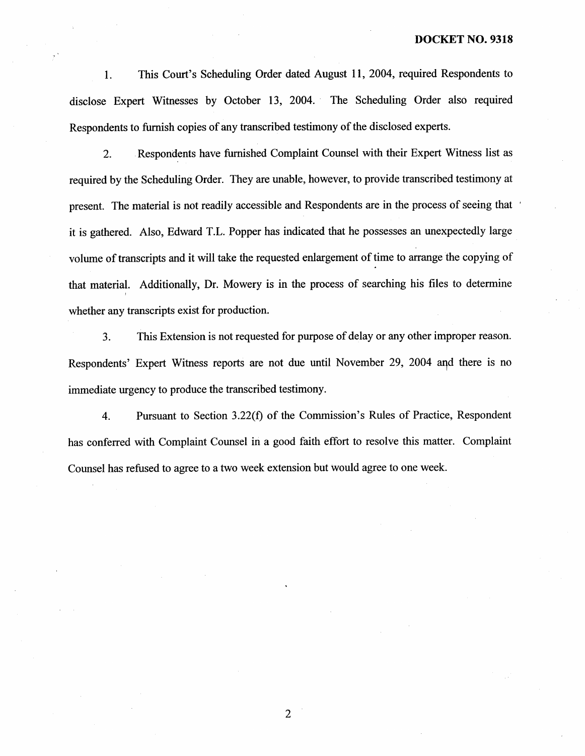1. This Court's Scheduling Order dated August 11, 2004, required Respondents to disclose Expert Witnesses by October 13, 2004. The Scheduling Order also required Respondents to furnish copies of any transcribed testimony of the disclosed experts.

2. Respondents have furnished Complaint Counsel with their Expert Witness list as required by the Scheduling Order. They are unable, however, to provide transcribed testimony at present. The material is not readily accessible and Respondents are in the process of seeing that it is gathered. Also, Edward T.L. Popper has indicated that he possesses an unexpectedly large volume of transcripts and it will take the requested enlargement of time to arrange the copying of that material. Additionally, Dr. Mowery is in the process of searching his files to determine whether any transcripts exist for production.

3. This Extension is not requested for purpose of delay or any other improper reason. Respondents' Expert Witness reports are not due until November 29, 2004 and there is no immediate urgency to produce the transcribed testimony.

4. Pursuant to Section 3.22(f) of the Commission's Rules of Practice, Respondent has conferred with Complaint Counsel in a good faith effort to resolve this matter. Complaint Counsel has refused to agree to a two week extension but would agree to one week.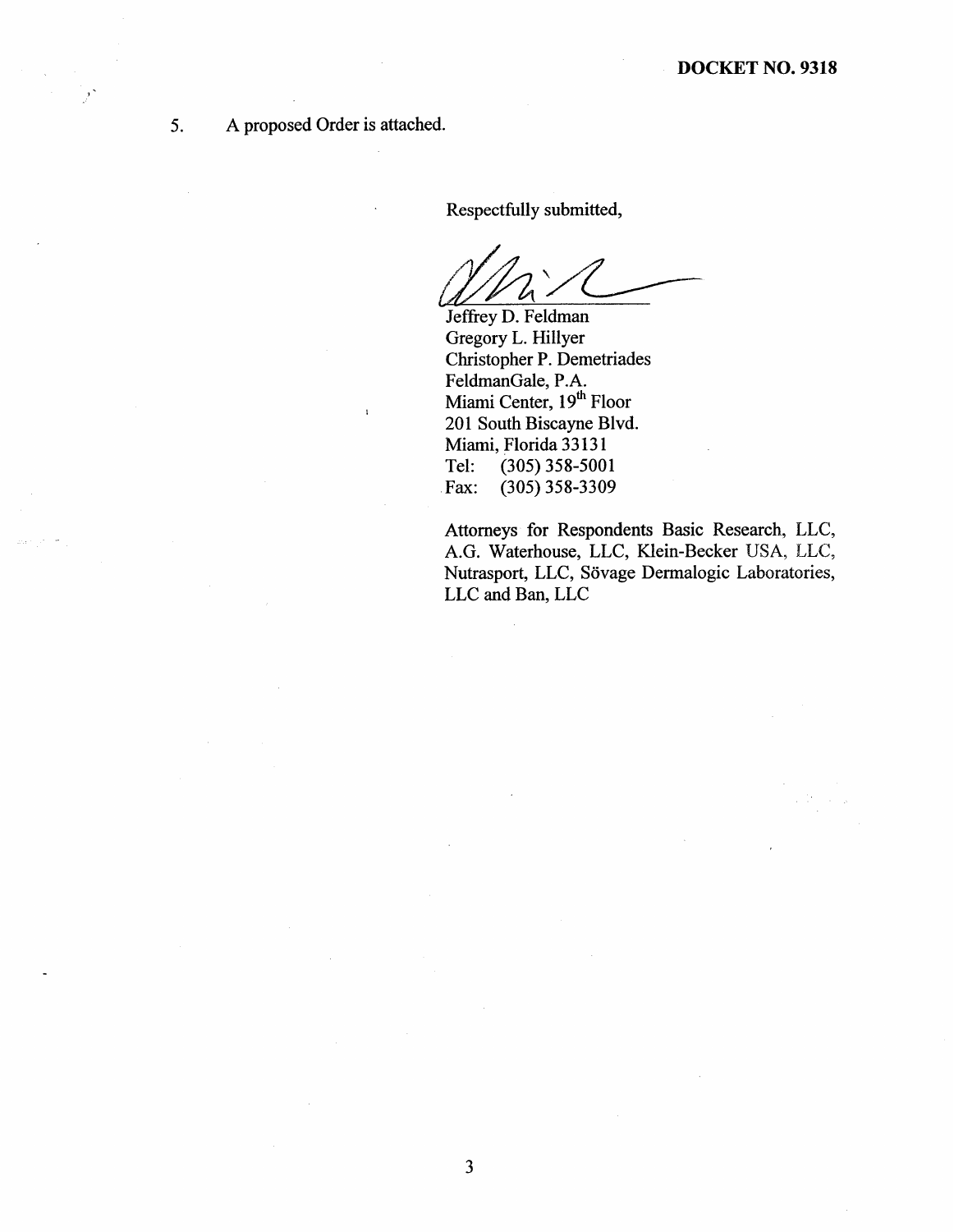**DOCKET NO. 9318**

5. A proposed Order is attached.

Respectfully submitted,

Jeffrey D. Feldman
Gregory L. Hillyer
Christopher P. Demetriades
FeldmanGale, P.A.
Miami Center, 19th Floor
201 South Biscayne Blvd.
Miami, Florida 33131
Tel: (305) 358-5001
Fax: (305) 358-3309

Attorneys for Respondents Basic Research, LLC, A.G. Waterhouse, LLC, Klein-Becker USA, LLC, Nutrasport, LLC, Sövage Dermalogic Laboratories, LLC and Ban, LLC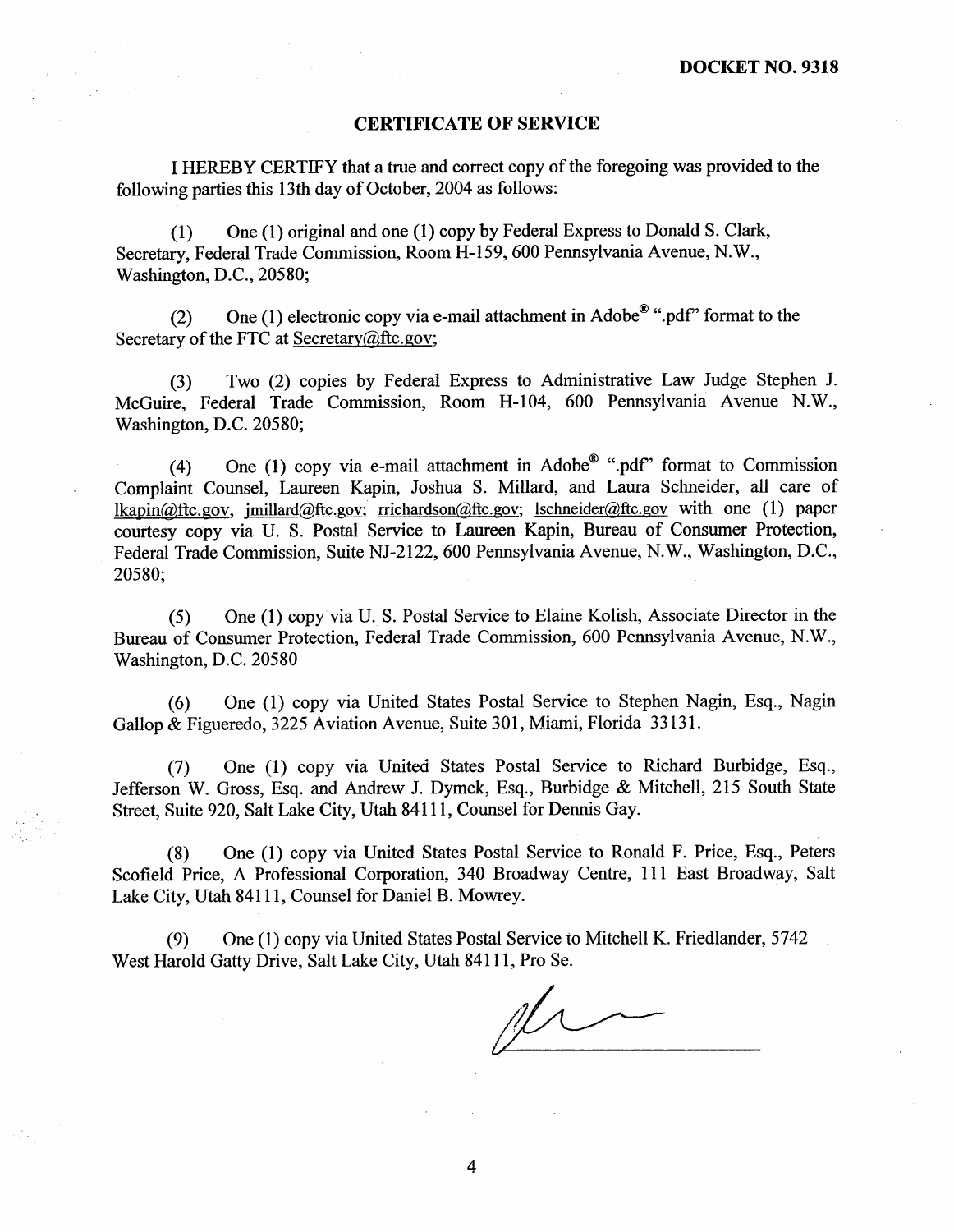**DOCKET NO. 9318**

## CERTIFICATE OF SERVICE

I HEREBY CERTIFY that a true and correct copy of the foregoing was provided to the following parties this 13th day of October, 2004 as follows:

(1) One (1) original and one (1) copy by Federal Express to Donald S. Clark, Secretary, Federal Trade Commission, Room H-159, 600 Pennsylvania Avenue, N.W., Washington, D.C., 20580;

(2) One (1) electronic copy via e-mail attachment in Adobe® ".pdf" format to the Secretary of the FTC at Secretary@ftc.gov;

(3) Two (2) copies by Federal Express to Administrative Law Judge Stephen J. McGuire, Federal Trade Commission, Room H-104, 600 Pennsylvania Avenue N.W., Washington, D.C. 20580;

(4) One (1) copy via e-mail attachment in Adobe® ".pdf" format to Commission Complaint Counsel, Laureen Kapin, Joshua S. Millard, and Laura Schneider, all care of lkapin@ftc.gov, jmillard@ftc.gov; rrichardson@ftc.gov; lschneider@ftc.gov with one (1) paper courtesy copy via U. S. Postal Service to Laureen Kapin, Bureau of Consumer Protection, Federal Trade Commission, Suite NJ-2122, 600 Pennsylvania Avenue, N.W., Washington, D.C., 20580;

(5) One (1) copy via U. S. Postal Service to Elaine Kolish, Associate Director in the Bureau of Consumer Protection, Federal Trade Commission, 600 Pennsylvania Avenue, N.W., Washington, D.C. 20580

(6) One (1) copy via United States Postal Service to Stephen Nagin, Esq., Nagin Gallop & Figueredo, 3225 Aviation Avenue, Suite 301, Miami, Florida 33131.

(7) One (1) copy via United States Postal Service to Richard Burbidge, Esq., Jefferson W. Gross, Esq. and Andrew J. Dymek, Esq., Burbidge & Mitchell, 215 South State Street, Suite 920, Salt Lake City, Utah 84111, Counsel for Dennis Gay.

(8) One (1) copy via United States Postal Service to Ronald F. Price, Esq., Peters Scofield Price, A Professional Corporation, 340 Broadway Centre, 111 East Broadway, Salt Lake City, Utah 84111, Counsel for Daniel B. Mowrey.

(9) One (1) copy via United States Postal Service to Mitchell K. Friedlander, 5742 West Harold Gatty Drive, Salt Lake City, Utah 84111, Pro Se.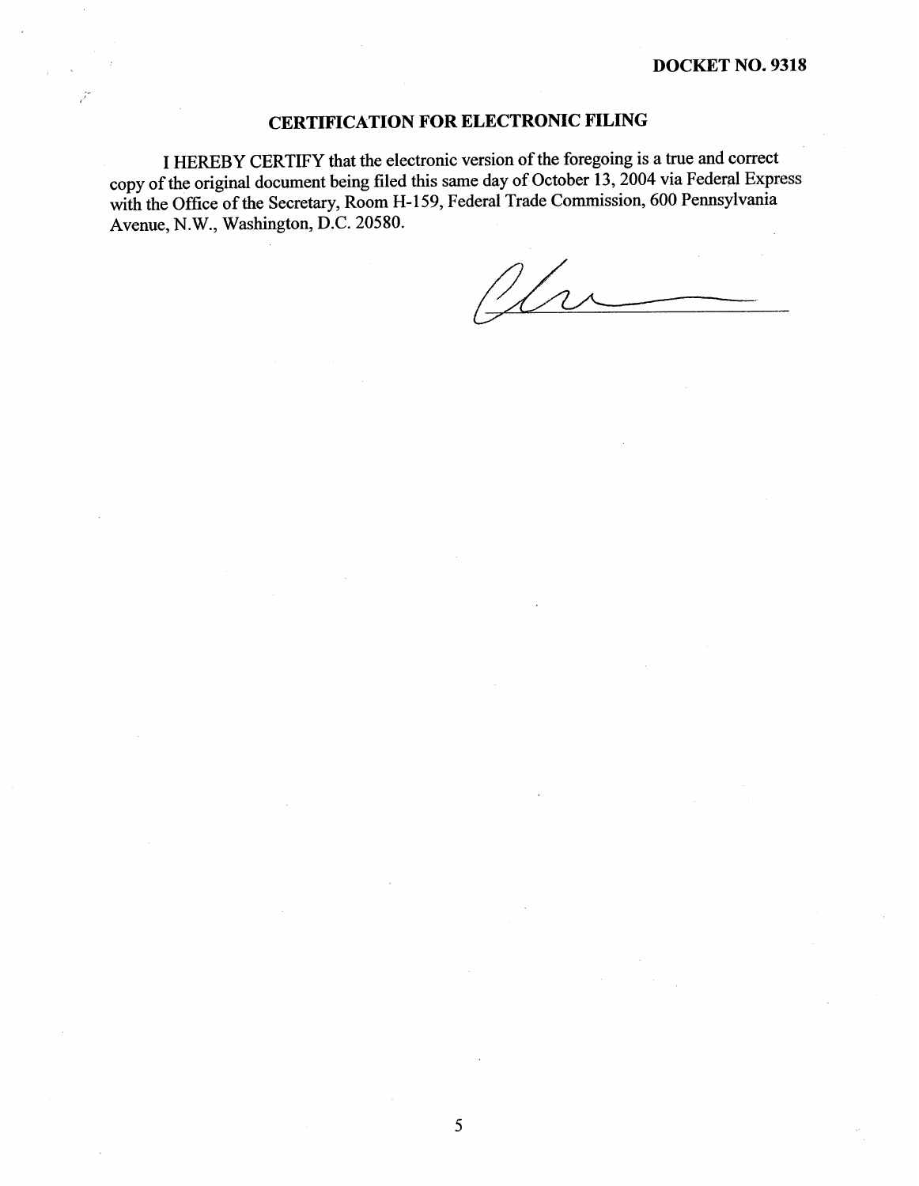**DOCKET NO. 9318**

## CERTIFICATION FOR ELECTRONIC FILING

I HEREBY CERTIFY that the electronic version of the foregoing is a true and correct copy of the original document being filed this same day of October 13, 2004 via Federal Express with the Office of the Secretary, Room H-159, Federal Trade Commission, 600 Pennsylvania Avenue, N.W., Washington, D.C. 20580.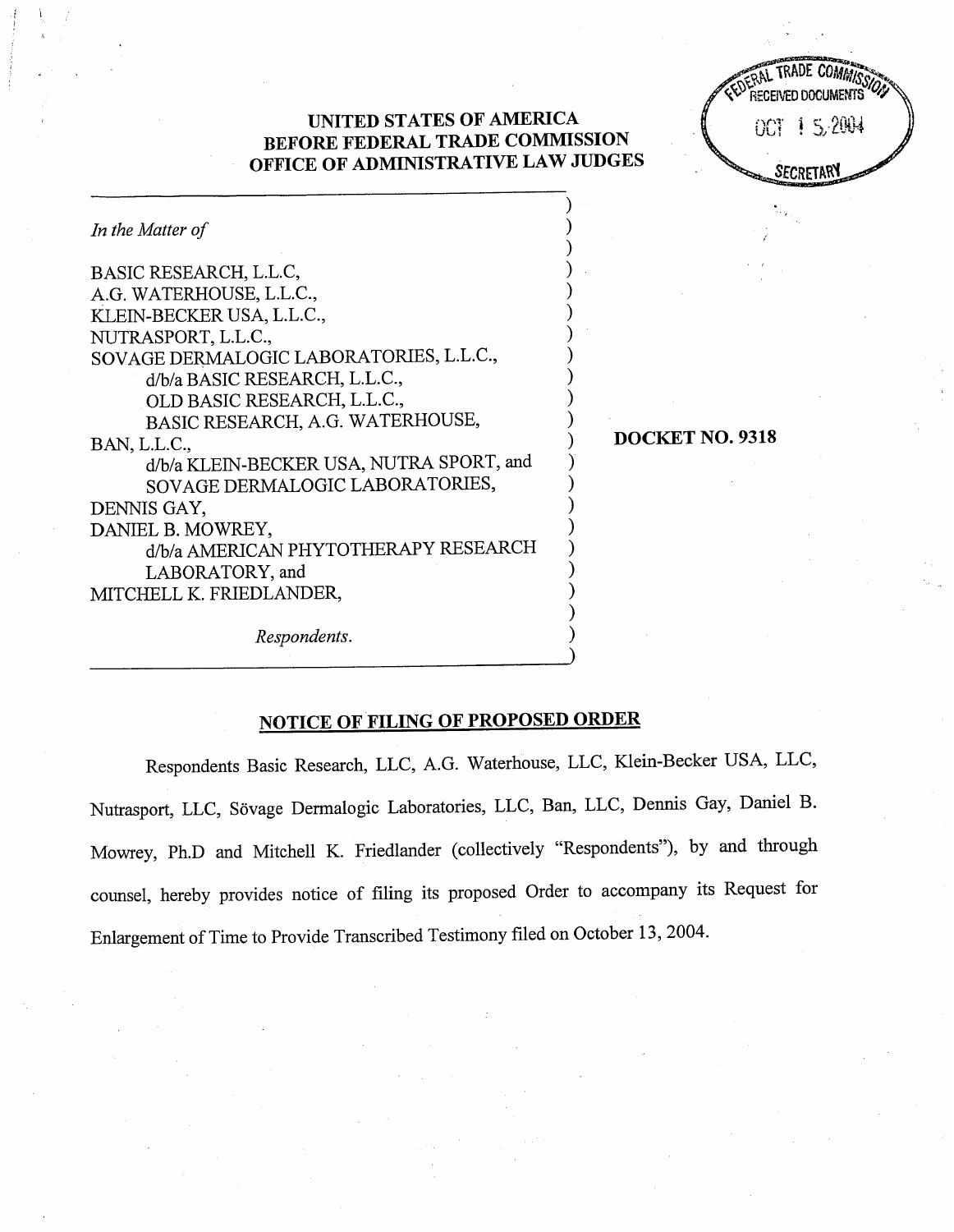**UNITED STATES OF AMERICA**
**BEFORE FEDERAL TRADE COMMISSION**
**OFFICE OF ADMINISTRATIVE LAW JUDGES**

FEDERAL TRADE COMMISSION RECEIVED DOCUMENTS OCT 15 2004 SECRETARY

*In the Matter of*

BASIC RESEARCH, L.L.C,
A.G. WATERHOUSE, L.L.C.,
KLEIN-BECKER USA, L.L.C.,
NUTRASPORT, L.L.C.,
SOVAGE DERMALOGIC LABORATORIES, L.L.C.,
d/b/a BASIC RESEARCH, L.L.C.,
OLD BASIC RESEARCH, L.L.C.,
BASIC RESEARCH, A.G. WATERHOUSE,
BAN, L.L.C.,
d/b/a KLEIN-BECKER USA, NUTRA SPORT, and
SOVAGE DERMALOGIC LABORATORIES,
DENNIS GAY,
DANIEL B. MOWREY,
d/b/a AMERICAN PHYTOTHERAPY RESEARCH
LABORATORY, and
MITCHELL K. FRIEDLANDER,

*Respondents.*

**DOCKET NO. 9318**

## NOTICE OF FILING OF PROPOSED ORDER

Respondents Basic Research, LLC, A.G. Waterhouse, LLC, Klein-Becker USA, LLC, Nutrasport, LLC, Sövage Dermalogic Laboratories, LLC, Ban, LLC, Dennis Gay, Daniel B. Mowrey, Ph.D and Mitchell K. Friedlander (collectively "Respondents"), by and through counsel, hereby provides notice of filing its proposed Order to accompany its Request for Enlargement of Time to Provide Transcribed Testimony filed on October 13, 2004.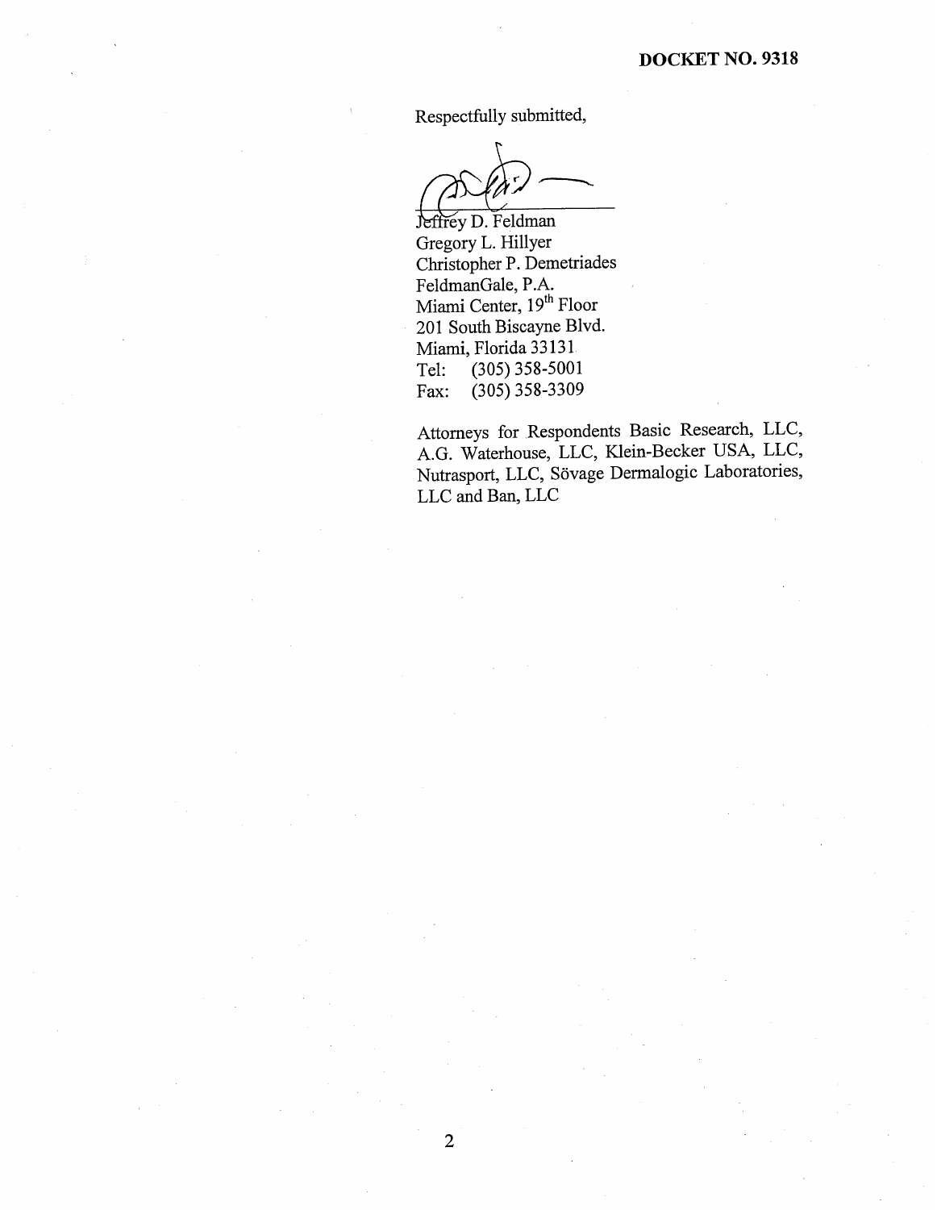Respectfully submitted,

Jeffrey D. Feldman
Gregory L. Hillyer
Christopher P. Demetriades
FeldmanGale, P.A.
Miami Center, 19th Floor
201 South Biscayne Blvd.
Miami, Florida 33131
Tel: (305) 358-5001
Fax: (305) 358-3309

Attorneys for Respondents Basic Research, LLC, A.G. Waterhouse, LLC, Klein-Becker USA, LLC, Nutrasport, LLC, Sövage Dermalogic Laboratories, LLC and Ban, LLC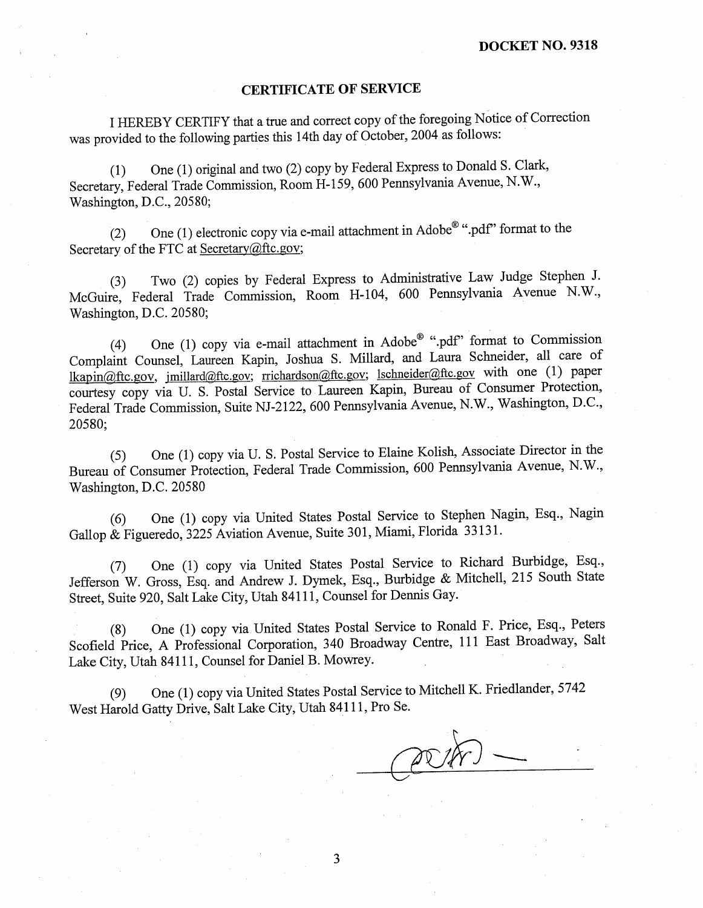**DOCKET NO. 9318**

## CERTIFICATE OF SERVICE

I HEREBY CERTIFY that a true and correct copy of the foregoing Notice of Correction was provided to the following parties this 14th day of October, 2004 as follows:

(1) One (1) original and two (2) copy by Federal Express to Donald S. Clark, Secretary, Federal Trade Commission, Room H-159, 600 Pennsylvania Avenue, N.W., Washington, D.C., 20580;

(2) One (1) electronic copy via e-mail attachment in Adobe® ".pdf" format to the Secretary of the FTC at Secretary@ftc.gov;

(3) Two (2) copies by Federal Express to Administrative Law Judge Stephen J. McGuire, Federal Trade Commission, Room H-104, 600 Pennsylvania Avenue N.W., Washington, D.C. 20580;

(4) One (1) copy via e-mail attachment in Adobe® ".pdf" format to Commission Complaint Counsel, Laureen Kapin, Joshua S. Millard, and Laura Schneider, all care of lkapin@ftc.gov, jmillard@ftc.gov; rrichardson@ftc.gov; lschneider@ftc.gov with one (1) paper courtesy copy via U. S. Postal Service to Laureen Kapin, Bureau of Consumer Protection, Federal Trade Commission, Suite NJ-2122, 600 Pennsylvania Avenue, N.W., Washington, D.C., 20580;

(5) One (1) copy via U. S. Postal Service to Elaine Kolish, Associate Director in the Bureau of Consumer Protection, Federal Trade Commission, 600 Pennsylvania Avenue, N.W., Washington, D.C. 20580

(6) One (1) copy via United States Postal Service to Stephen Nagin, Esq., Nagin Gallop & Figueredo, 3225 Aviation Avenue, Suite 301, Miami, Florida 33131.

(7) One (1) copy via United States Postal Service to Richard Burbidge, Esq., Jefferson W. Gross, Esq. and Andrew J. Dymek, Esq., Burbidge & Mitchell, 215 South State Street, Suite 920, Salt Lake City, Utah 84111, Counsel for Dennis Gay.

(8) One (1) copy via United States Postal Service to Ronald F. Price, Esq., Peters Scofield Price, A Professional Corporation, 340 Broadway Centre, 111 East Broadway, Salt Lake City, Utah 84111, Counsel for Daniel B. Mowrey.

(9) One (1) copy via United States Postal Service to Mitchell K. Friedlander, 5742 West Harold Gatty Drive, Salt Lake City, Utah 84111, Pro Se.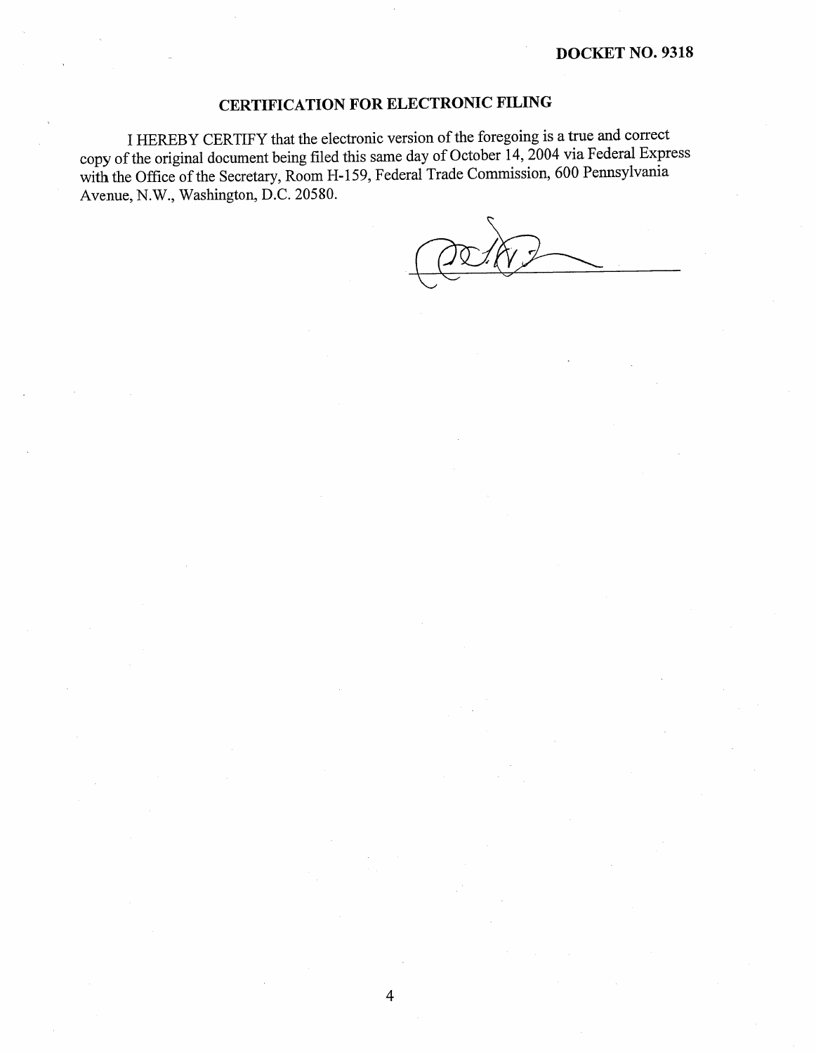**DOCKET NO. 9318**

## CERTIFICATION FOR ELECTRONIC FILING

I HEREBY CERTIFY that the electronic version of the foregoing is a true and correct copy of the original document being filed this same day of October 14, 2004 via Federal Express with the Office of the Secretary, Room H-159, Federal Trade Commission, 600 Pennsylvania Avenue, N.W., Washington, D.C. 20580.

\_\_\_\_\_\_\_\_\_\_\_\_\_\_\_\_\_\_\_\_\_\_\_\_\_\_\_\_\_\_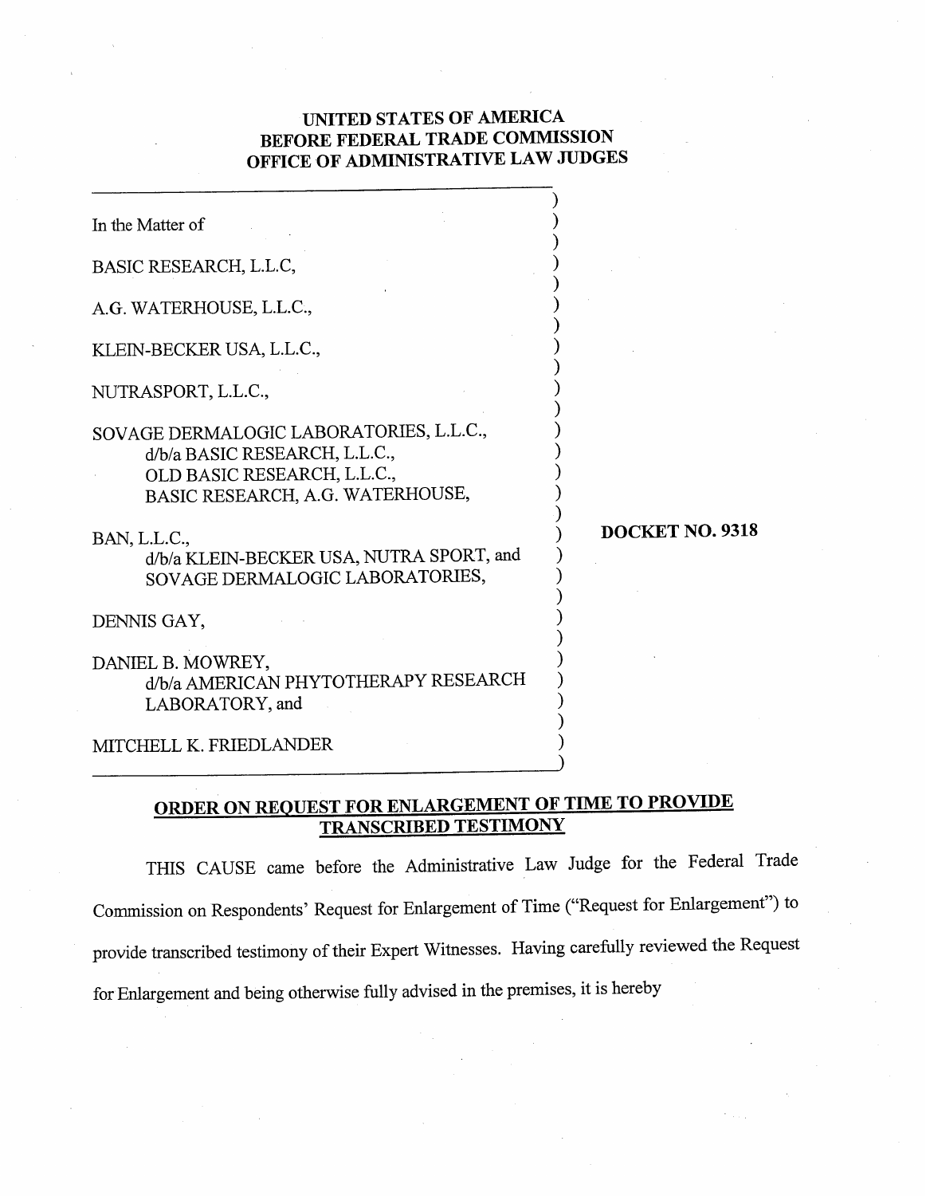**UNITED STATES OF AMERICA**
**BEFORE FEDERAL TRADE COMMISSION**
**OFFICE OF ADMINISTRATIVE LAW JUDGES**

In the Matter of

BASIC RESEARCH, L.L.C,

A.G. WATERHOUSE, L.L.C.,

KLEIN-BECKER USA, L.L.C.,

NUTRASPORT, L.L.C.,

SOVAGE DERMALOGIC LABORATORIES, L.L.C.,
d/b/a BASIC RESEARCH, L.L.C.,
OLD BASIC RESEARCH, L.L.C.,
BASIC RESEARCH, A.G. WATERHOUSE,

BAN, L.L.C.,
d/b/a KLEIN-BECKER USA, NUTRA SPORT, and
SOVAGE DERMALOGIC LABORATORIES,

DENNIS GAY,

DANIEL B. MOWREY,
d/b/a AMERICAN PHYTOTHERAPY RESEARCH
LABORATORY, and

MITCHELL K. FRIEDLANDER

**DOCKET NO. 9318**

**ORDER ON REQUEST FOR ENLARGEMENT OF TIME TO PROVIDE TRANSCRIBED TESTIMONY**

THIS CAUSE came before the Administrative Law Judge for the Federal Trade Commission on Respondents' Request for Enlargement of Time ("Request for Enlargement") to provide transcribed testimony of their Expert Witnesses. Having carefully reviewed the Request for Enlargement and being otherwise fully advised in the premises, it is hereby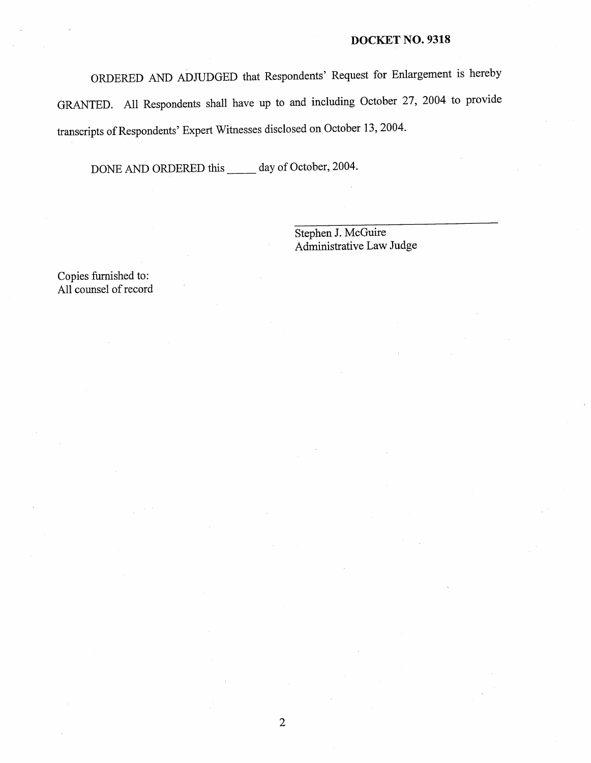**DOCKET NO. 9318**

ORDERED AND ADJUDGED that Respondents' Request for Enlargement is hereby GRANTED. All Respondents shall have up to and including October 27, 2004 to provide transcripts of Respondents' Expert Witnesses disclosed on October 13, 2004.

DONE AND ORDERED this _____ day of October, 2004.

\_\_\_\_\_\_\_\_\_\_\_\_\_\_\_\_\_\_\_\_\_\_\_\_\_\_\_\_\_\_\_\_\_\_  
Stephen J. McGuire  
Administrative Law Judge

Copies furnished to:  
All counsel of record